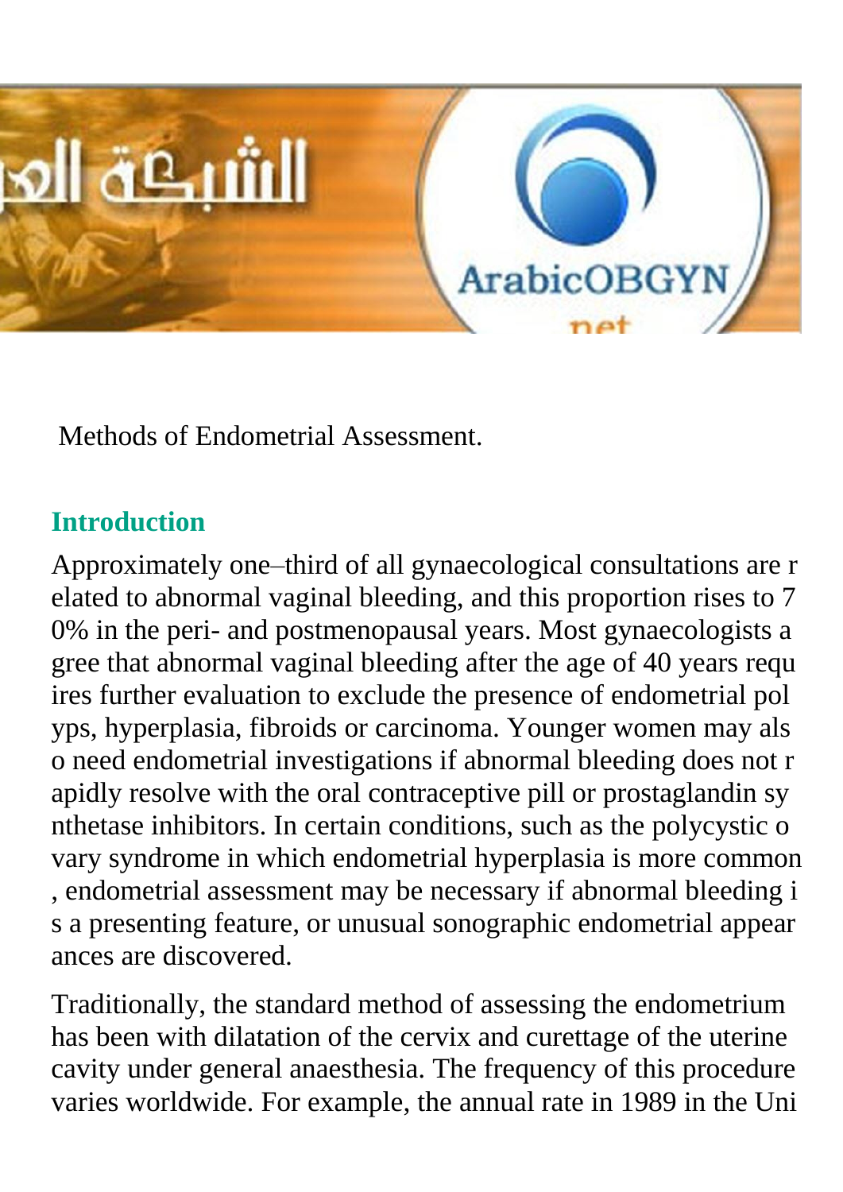Methods of Endometrial Assessment.

## Introduction

Approximately one–third of all gynaecological consultations are related to abnormal vaginal bleeding, and this proportion rises to 70% in the peri- and postmenopausal years. Most gynaecologists agree that abnormal vaginal bleeding after the age of 40 years requires further evaluation to exclude the presence of endometrial polyps, hyperplasia, fibroids or carcinoma. Younger women may also need endometrial investigations if abnormal bleeding does not rapidly resolve with the oral contraceptive pill or prostaglandin synthetase inhibitors. In certain conditions, such as the polycystic ovary syndrome in which endometrial hyperplasia is more common, endometrial assessment may be necessary if abnormal bleeding is a presenting feature, or unusual sonographic endometrial appearances are discovered.

Traditionally, the standard method of assessing the endometrium has been with dilatation of the cervix and curettage of the uterine cavity under general anaesthesia. The frequency of this procedure varies worldwide. For example, the annual rate in 1989 in the Uni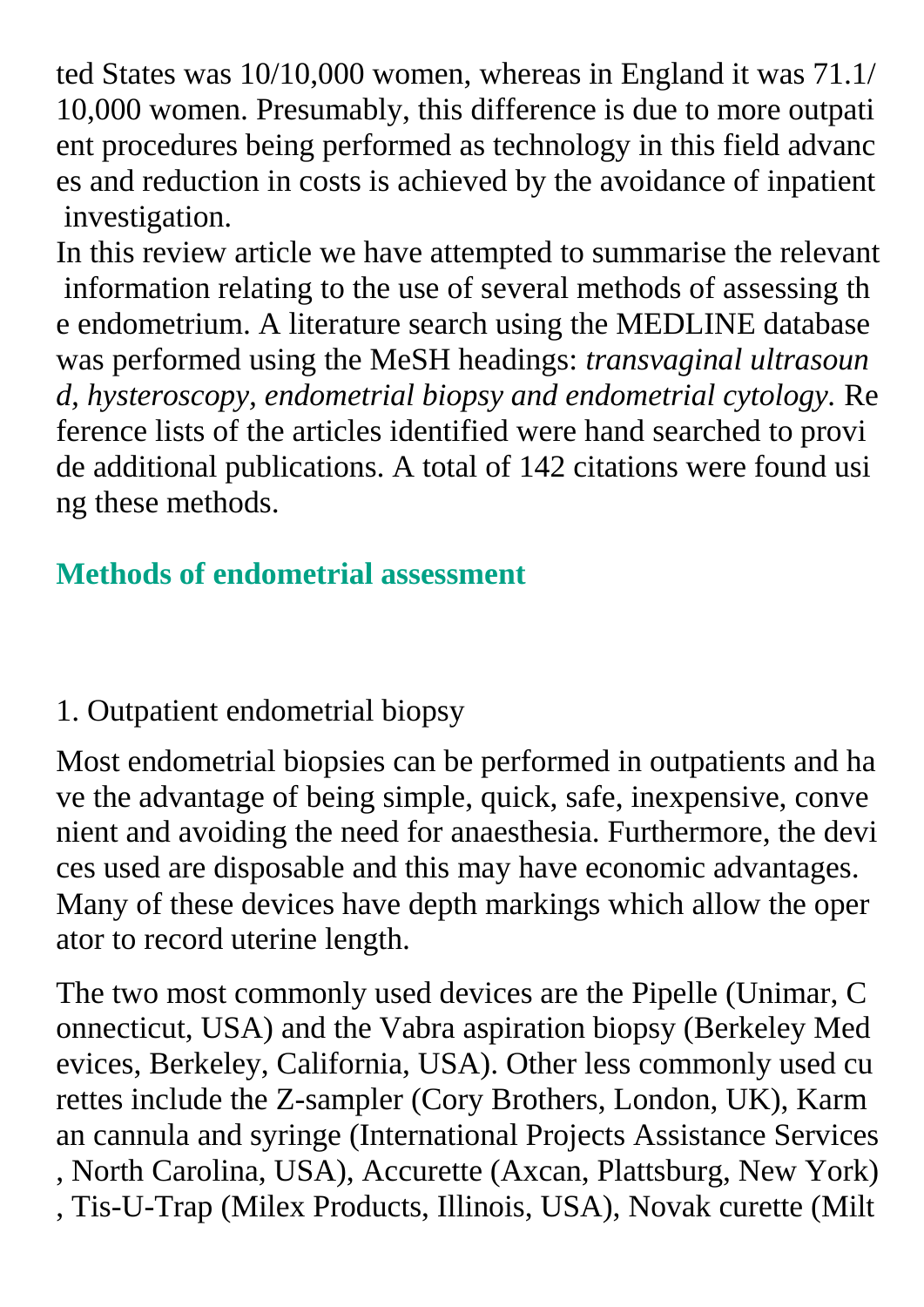ted States was 10/10,000 women, whereas in England it was 71.1/10,000 women. Presumably, this difference is due to more outpatient procedures being performed as technology in this field advances and reduction in costs is achieved by the avoidance of inpatient investigation.

In this review article we have attempted to summarise the relevant information relating to the use of several methods of assessing the endometrium. A literature search using the MEDLINE database was performed using the MeSH headings: *transvaginal ultrasound, hysteroscopy, endometrial biopsy and endometrial cytology*. Reference lists of the articles identified were hand searched to provide additional publications. A total of 142 citations were found using these methods.

## Methods of endometrial assessment

### 1. Outpatient endometrial biopsy

Most endometrial biopsies can be performed in outpatients and have the advantage of being simple, quick, safe, inexpensive, convenient and avoiding the need for anaesthesia. Furthermore, the devices used are disposable and this may have economic advantages. Many of these devices have depth markings which allow the operator to record uterine length.

The two most commonly used devices are the Pipelle (Unimar, Connecticut, USA) and the Vabra aspiration biopsy (Berkeley Medevices, Berkeley, California, USA). Other less commonly used curettes include the Z-sampler (Cory Brothers, London, UK), Karman cannula and syringe (International Projects Assistance Services, North Carolina, USA), Accurette (Axcan, Plattsburg, New York), Tis-U-Trap (Milex Products, Illinois, USA), Novak curette (Milt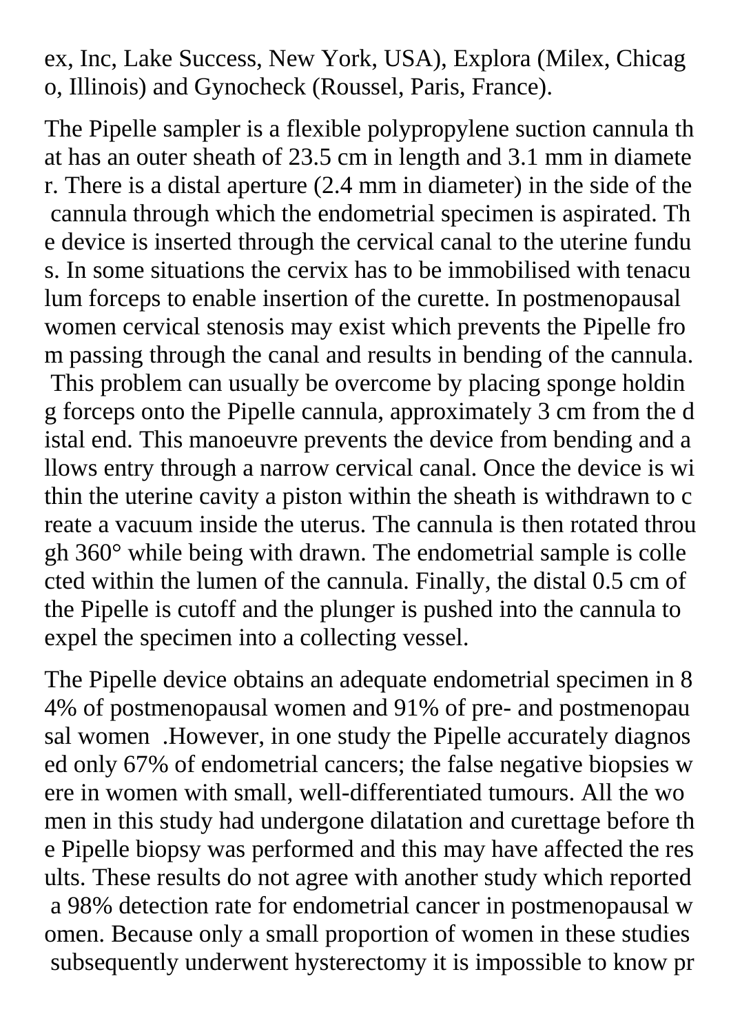ex, Inc, Lake Success, New York, USA), Explora (Milex, Chicago, Illinois) and Gynocheck (Roussel, Paris, France).

The Pipelle sampler is a flexible polypropylene suction cannula that has an outer sheath of 23.5 cm in length and 3.1 mm in diameter. There is a distal aperture (2.4 mm in diameter) in the side of the cannula through which the endometrial specimen is aspirated. The device is inserted through the cervical canal to the uterine fundus. In some situations the cervix has to be immobilised with tenaculum forceps to enable insertion of the curette. In postmenopausal women cervical stenosis may exist which prevents the Pipelle from passing through the canal and results in bending of the cannula. This problem can usually be overcome by placing sponge holding forceps onto the Pipelle cannula, approximately 3 cm from the distal end. This manoeuvre prevents the device from bending and allows entry through a narrow cervical canal. Once the device is within the uterine cavity a piston within the sheath is withdrawn to create a vacuum inside the uterus. The cannula is then rotated through 360° while being with drawn. The endometrial sample is collected within the lumen of the cannula. Finally, the distal 0.5 cm of the Pipelle is cutoff and the plunger is pushed into the cannula to expel the specimen into a collecting vessel.

The Pipelle device obtains an adequate endometrial specimen in 84% of postmenopausal women and 91% of pre- and postmenopausal women .However, in one study the Pipelle accurately diagnosed only 67% of endometrial cancers; the false negative biopsies were in women with small, well-differentiated tumours. All the women in this study had undergone dilatation and curettage before the Pipelle biopsy was performed and this may have affected the results. These results do not agree with another study which reported a 98% detection rate for endometrial cancer in postmenopausal women. Because only a small proportion of women in these studies subsequently underwent hysterectomy it is impossible to know pr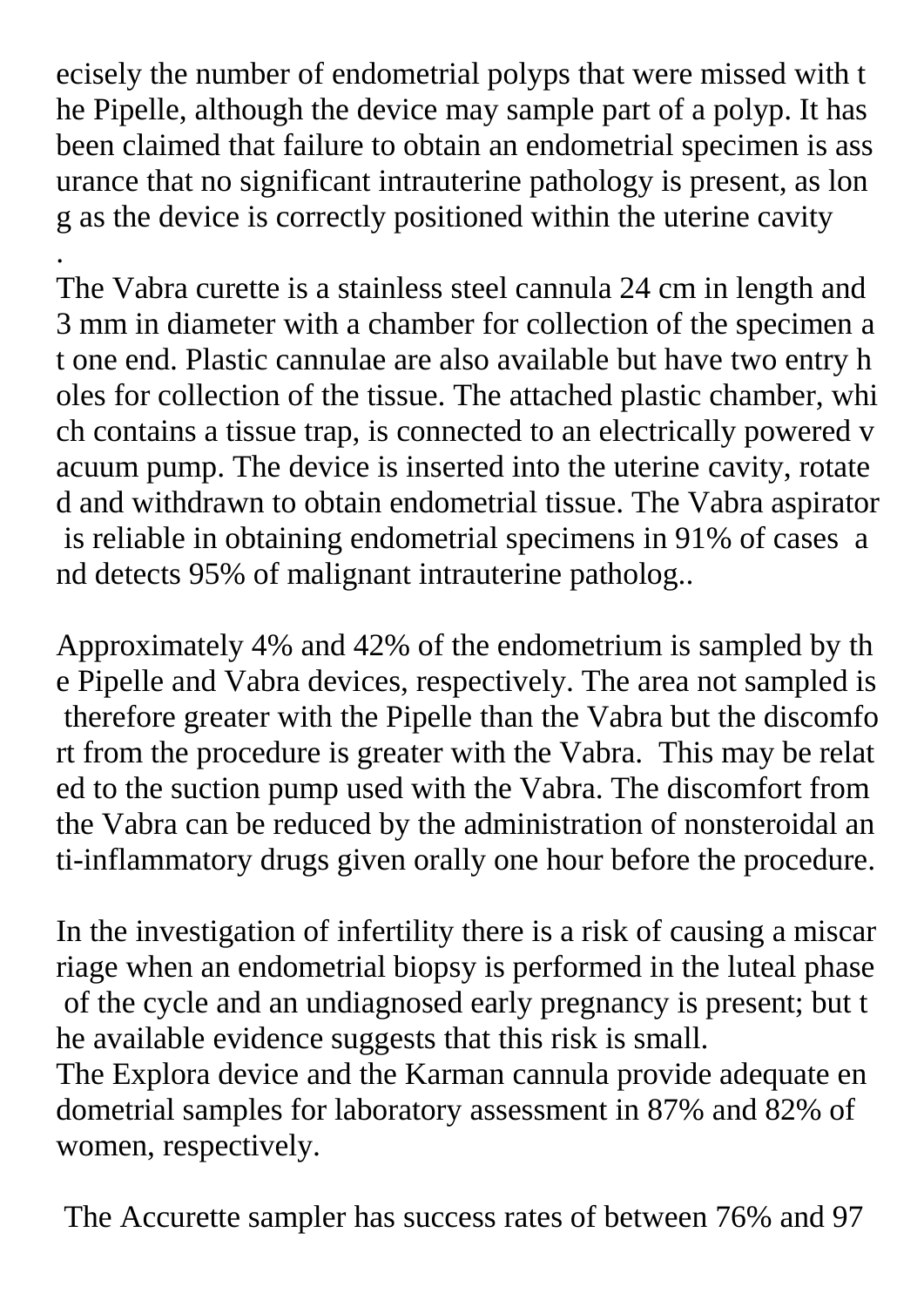ecisely the number of endometrial polyps that were missed with the Pipelle, although the device may sample part of a polyp. It has been claimed that failure to obtain an endometrial specimen is assurance that no significant intrauterine pathology is present, as long as the device is correctly positioned within the uterine cavity.

The Vabra curette is a stainless steel cannula 24 cm in length and 3 mm in diameter with a chamber for collection of the specimen at one end. Plastic cannulae are also available but have two entry holes for collection of the tissue. The attached plastic chamber, which contains a tissue trap, is connected to an electrically powered vacuum pump. The device is inserted into the uterine cavity, rotated and withdrawn to obtain endometrial tissue. The Vabra aspirator is reliable in obtaining endometrial specimens in 91% of cases and detects 95% of malignant intrauterine patholog..

Approximately 4% and 42% of the endometrium is sampled by the Pipelle and Vabra devices, respectively. The area not sampled is therefore greater with the Pipelle than the Vabra but the discomfort from the procedure is greater with the Vabra. This may be related to the suction pump used with the Vabra. The discomfort from the Vabra can be reduced by the administration of nonsteroidal anti-inflammatory drugs given orally one hour before the procedure.

In the investigation of infertility there is a risk of causing a miscarriage when an endometrial biopsy is performed in the luteal phase of the cycle and an undiagnosed early pregnancy is present; but the available evidence suggests that this risk is small.

The Explora device and the Karman cannula provide adequate endometrial samples for laboratory assessment in 87% and 82% of women, respectively.

The Accurette sampler has success rates of between 76% and 97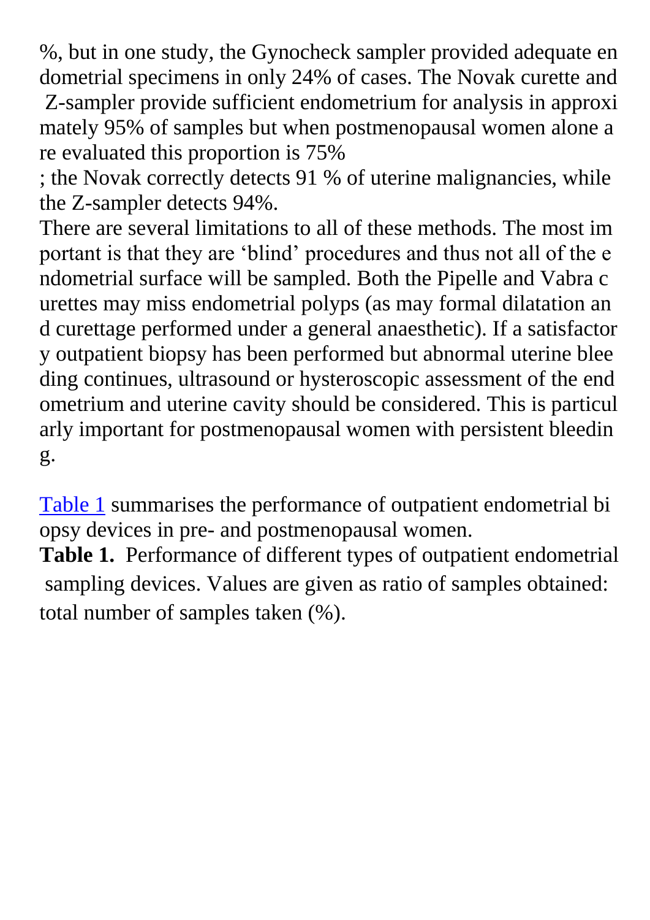%, but in one study, the Gynocheck sampler provided adequate endometrial specimens in only 24% of cases. The Novak curette and Z-sampler provide sufficient endometrium for analysis in approximately 95% of samples but when postmenopausal women alone are evaluated this proportion is 75%

; the Novak correctly detects 91 % of uterine malignancies, while the Z-sampler detects 94%.

There are several limitations to all of these methods. The most important is that they are 'blind' procedures and thus not all of the endometrial surface will be sampled. Both the Pipelle and Vabra curettes may miss endometrial polyps (as may formal dilatation and curettage performed under a general anaesthetic). If a satisfactory outpatient biopsy has been performed but abnormal uterine bleeding continues, ultrasound or hysteroscopic assessment of the endometrium and uterine cavity should be considered. This is particularly important for postmenopausal women with persistent bleeding.

Table 1 summarises the performance of outpatient endometrial biopsy devices in pre- and postmenopausal women.

**Table 1.** Performance of different types of outpatient endometrial sampling devices. Values are given as ratio of samples obtained: total number of samples taken (%).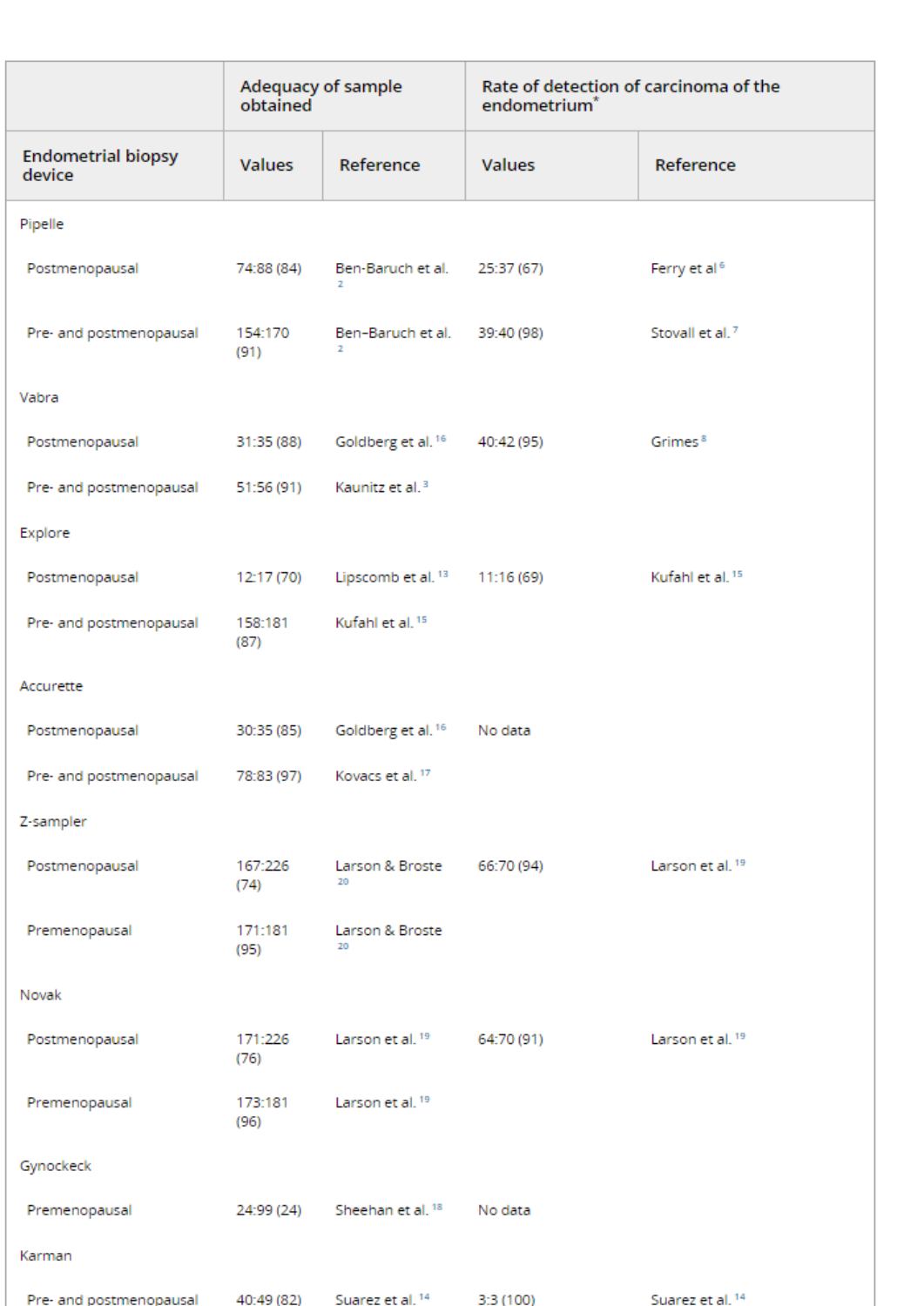| | Adequacy of sample obtained | | Rate of detection of carcinoma of the endometrium* | |
|---|---|---|---|---|
| Endometrial biopsy device | Values | Reference | Values | Reference |
| Pipelle | | | | |
| Postmenopausal | 74:88 (84) | Ben-Baruch et al. [2] | 25:37 (67) | Ferry et al [6] |
| Pre- and postmenopausal | 154:170 (91) | Ben-Baruch et al. [2] | 39:40 (98) | Stovall et al. [7] |
| Vabra | | | | |
| Postmenopausal | 31:35 (88) | Goldberg et al. [16] | 40:42 (95) | Grimes [8] |
| Pre- and postmenopausal | 51:56 (91) | Kaunitz et al. [3] | | |
| Explore | | | | |
| Postmenopausal | 12:17 (70) | Lipscomb et al. [13] | 11:16 (69) | Kufahl et al. [15] |
| Pre- and postmenopausal | 158:181 (87) | Kufahl et al. [15] | | |
| Accurette | | | | |
| Postmenopausal | 30:35 (85) | Goldberg et al. [16] | No data | |
| Pre- and postmenopausal | 78:83 (97) | Kovacs et al. [17] | | |
| Z-sampler | | | | |
| Postmenopausal | 167:226 (74) | Larson & Broste [20] | 66:70 (94) | Larson et al. [19] |
| Premenopausal | 171:181 (95) | Larson & Broste [20] | | |
| Novak | | | | |
| Postmenopausal | 171:226 (76) | Larson et al. [19] | 64:70 (91) | Larson et al. [19] |
| Premenopausal | 173:181 (96) | Larson et al. [19] | | |
| Gynockeck | | | | |
| Premenopausal | 24:99 (24) | Sheehan et al. [18] | No data | |
| Karman | | | | |
| Pre- and postmenopausal | 40:49 (82) | Suarez et al. [14] | 3:3 (100) | Suarez et al. [14] |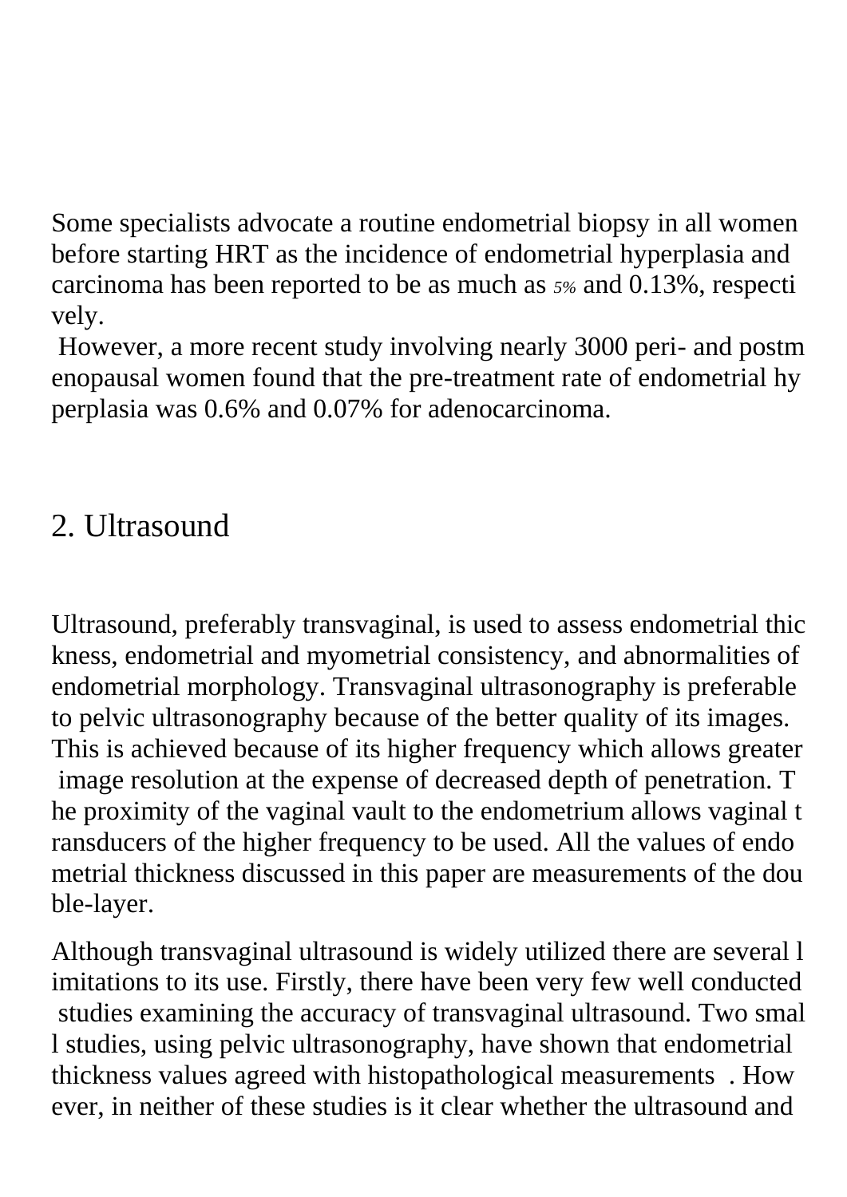Some specialists advocate a routine endometrial biopsy in all women before starting HRT as the incidence of endometrial hyperplasia and carcinoma has been reported to be as much as 5% and 0.13%, respectively.

However, a more recent study involving nearly 3000 peri- and postmenopausal women found that the pre-treatment rate of endometrial hyperplasia was 0.6% and 0.07% for adenocarcinoma.

## 2. Ultrasound

Ultrasound, preferably transvaginal, is used to assess endometrial thickness, endometrial and myometrial consistency, and abnormalities of endometrial morphology. Transvaginal ultrasonography is preferable to pelvic ultrasonography because of the better quality of its images. This is achieved because of its higher frequency which allows greater image resolution at the expense of decreased depth of penetration. The proximity of the vaginal vault to the endometrium allows vaginal transducers of the higher frequency to be used. All the values of endometrial thickness discussed in this paper are measurements of the double-layer.

Although transvaginal ultrasound is widely utilized there are several limitations to its use. Firstly, there have been very few well conducted studies examining the accuracy of transvaginal ultrasound. Two small studies, using pelvic ultrasonography, have shown that endometrial thickness values agreed with histopathological measurements . However, in neither of these studies is it clear whether the ultrasound and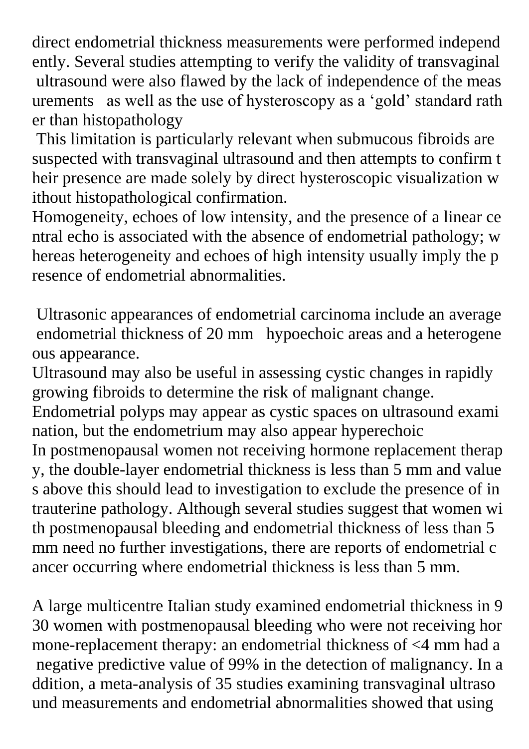direct endometrial thickness measurements were performed independently. Several studies attempting to verify the validity of transvaginal ultrasound were also flawed by the lack of independence of the measurements as well as the use of hysteroscopy as a 'gold' standard rather than histopathology

This limitation is particularly relevant when submucous fibroids are suspected with transvaginal ultrasound and then attempts to confirm their presence are made solely by direct hysteroscopic visualization without histopathological confirmation.

Homogeneity, echoes of low intensity, and the presence of a linear central echo is associated with the absence of endometrial pathology; whereas heterogeneity and echoes of high intensity usually imply the presence of endometrial abnormalities.

Ultrasonic appearances of endometrial carcinoma include an average endometrial thickness of 20 mm hypoechoic areas and a heterogeneous appearance.

Ultrasound may also be useful in assessing cystic changes in rapidly growing fibroids to determine the risk of malignant change.

Endometrial polyps may appear as cystic spaces on ultrasound examination, but the endometrium may also appear hyperechoic

In postmenopausal women not receiving hormone replacement therapy, the double-layer endometrial thickness is less than 5 mm and values above this should lead to investigation to exclude the presence of intrauterine pathology. Although several studies suggest that women with postmenopausal bleeding and endometrial thickness of less than 5 mm need no further investigations, there are reports of endometrial cancer occurring where endometrial thickness is less than 5 mm.

A large multicentre Italian study examined endometrial thickness in 930 women with postmenopausal bleeding who were not receiving hormone-replacement therapy: an endometrial thickness of <4 mm had a negative predictive value of 99% in the detection of malignancy. In addition, a meta-analysis of 35 studies examining transvaginal ultrasound measurements and endometrial abnormalities showed that using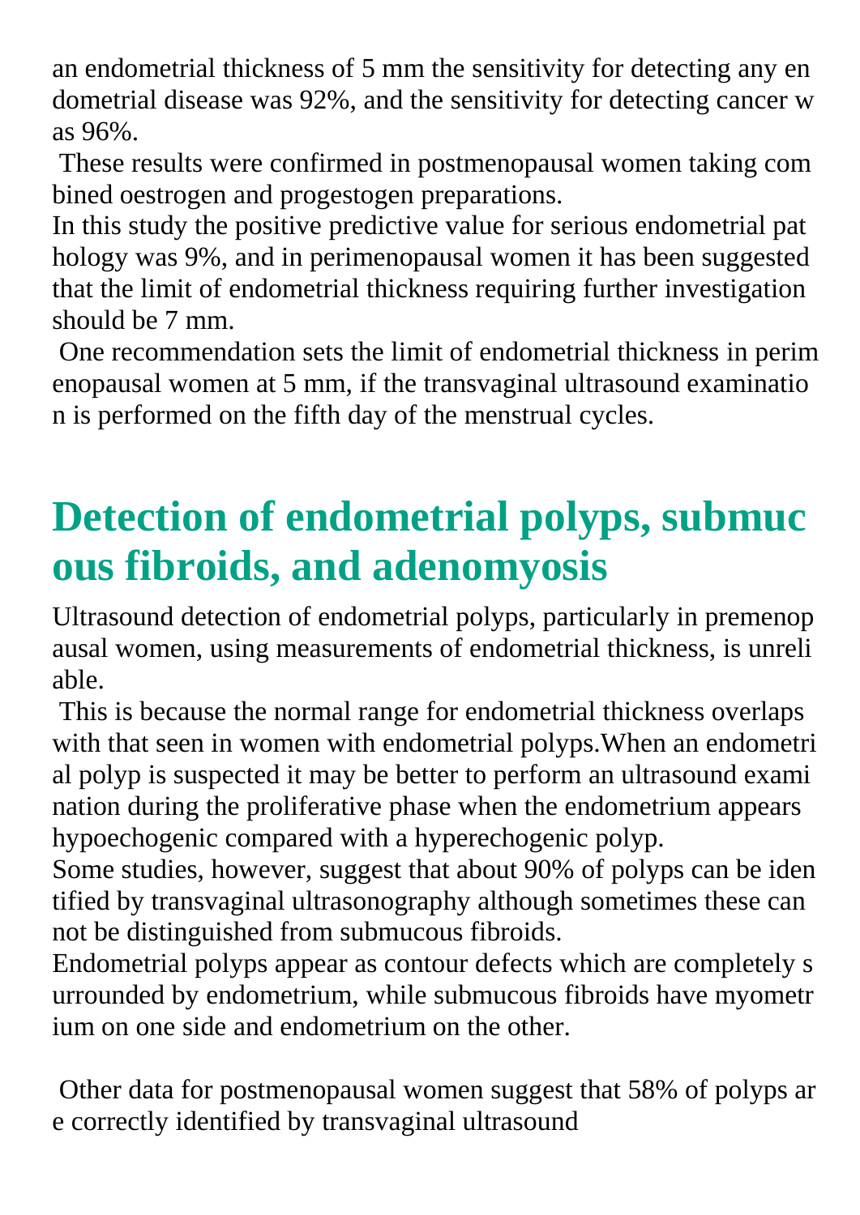an endometrial thickness of 5 mm the sensitivity for detecting any endometrial disease was 92%, and the sensitivity for detecting cancer was 96%.

These results were confirmed in postmenopausal women taking combined oestrogen and progestogen preparations.

In this study the positive predictive value for serious endometrial pathology was 9%, and in perimenopausal women it has been suggested that the limit of endometrial thickness requiring further investigation should be 7 mm.

One recommendation sets the limit of endometrial thickness in perimenopausal women at 5 mm, if the transvaginal ultrasound examination is performed on the fifth day of the menstrual cycles.

## Detection of endometrial polyps, submucous fibroids, and adenomyosis

Ultrasound detection of endometrial polyps, particularly in premenopausal women, using measurements of endometrial thickness, is unreliable.

This is because the normal range for endometrial thickness overlaps with that seen in women with endometrial polyps.When an endometrial polyp is suspected it may be better to perform an ultrasound examination during the proliferative phase when the endometrium appears hypoechogenic compared with a hyperechogenic polyp.

Some studies, however, suggest that about 90% of polyps can be identified by transvaginal ultrasonography although sometimes these cannot be distinguished from submucous fibroids.

Endometrial polyps appear as contour defects which are completely surrounded by endometrium, while submucous fibroids have myometrium on one side and endometrium on the other.

Other data for postmenopausal women suggest that 58% of polyps are correctly identified by transvaginal ultrasound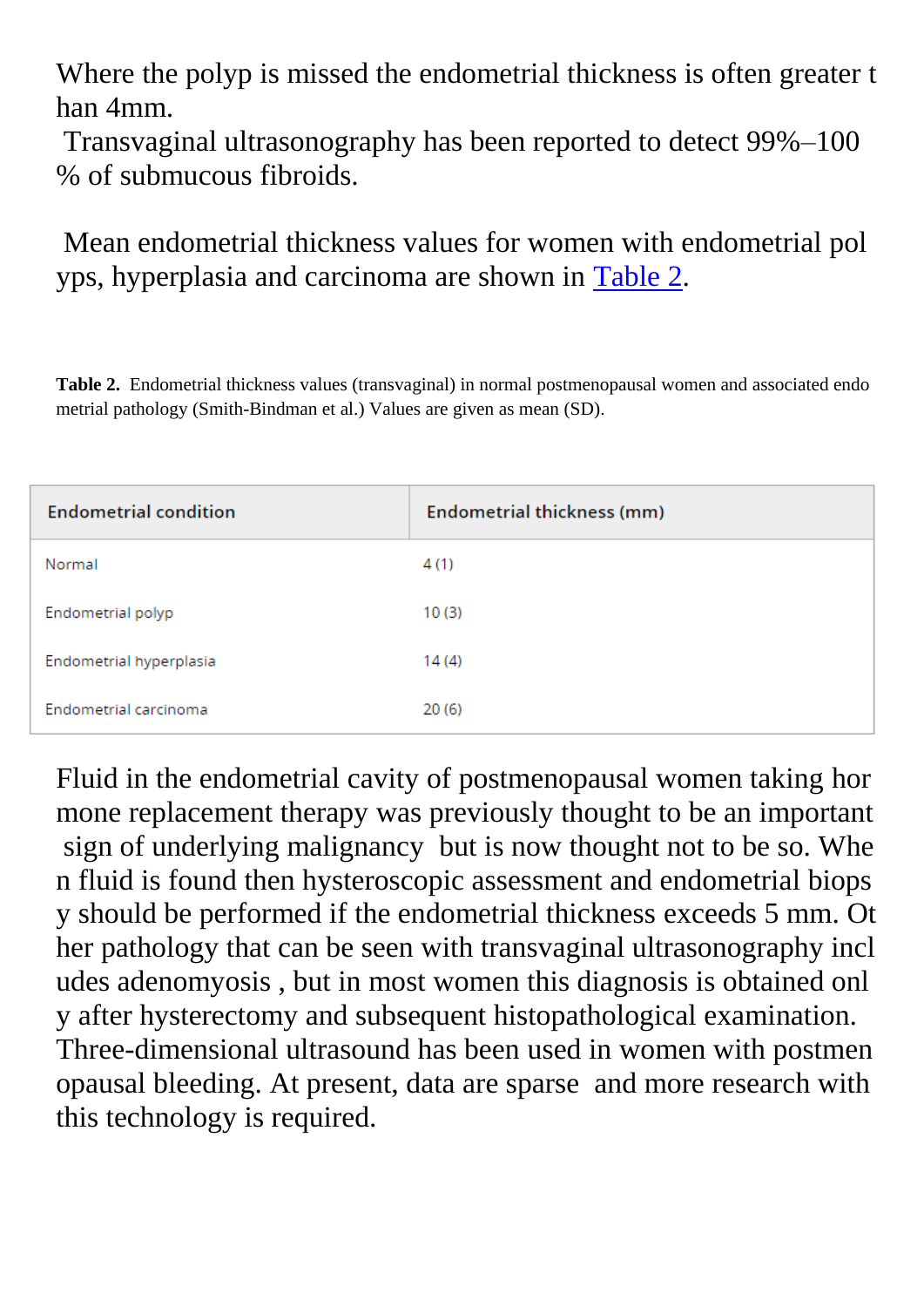Where the polyp is missed the endometrial thickness is often greater than 4mm.
Transvaginal ultrasonography has been reported to detect 99%–100% of submucous fibroids.

Mean endometrial thickness values for women with endometrial polyps, hyperplasia and carcinoma are shown in Table 2.

**Table 2.** Endometrial thickness values (transvaginal) in normal postmenopausal women and associated endometrial pathology (Smith-Bindman et al.) Values are given as mean (SD).

| Endometrial condition | Endometrial thickness (mm) |
| --- | --- |
| Normal | 4 (1) |
| Endometrial polyp | 10 (3) |
| Endometrial hyperplasia | 14 (4) |
| Endometrial carcinoma | 20 (6) |

Fluid in the endometrial cavity of postmenopausal women taking hormone replacement therapy was previously thought to be an important sign of underlying malignancy but is now thought not to be so. When fluid is found then hysteroscopic assessment and endometrial biopsy should be performed if the endometrial thickness exceeds 5 mm. Other pathology that can be seen with transvaginal ultrasonography includes adenomyosis , but in most women this diagnosis is obtained only after hysterectomy and subsequent histopathological examination. Three-dimensional ultrasound has been used in women with postmenopausal bleeding. At present, data are sparse and more research with this technology is required.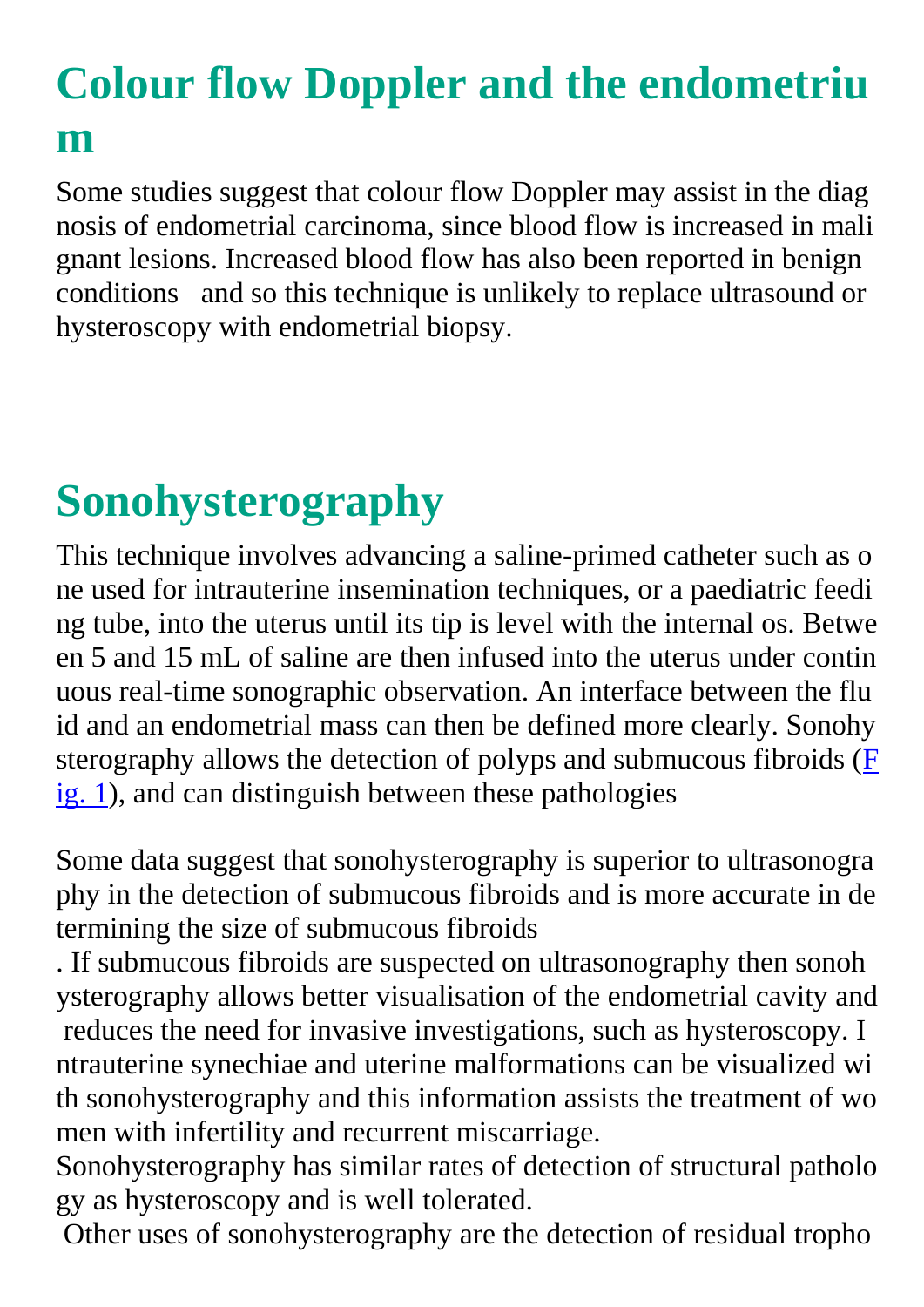# Colour flow Doppler and the endometrium

Some studies suggest that colour flow Doppler may assist in the diagnosis of endometrial carcinoma, since blood flow is increased in malignant lesions. Increased blood flow has also been reported in benign conditions  and so this technique is unlikely to replace ultrasound or hysteroscopy with endometrial biopsy.

# Sonohysterography

This technique involves advancing a saline-primed catheter such as one used for intrauterine insemination techniques, or a paediatric feeding tube, into the uterus until its tip is level with the internal os. Between 5 and 15 mL of saline are then infused into the uterus under continuous real-time sonographic observation. An interface between the fluid and an endometrial mass can then be defined more clearly. Sonohysterography allows the detection of polyps and submucous fibroids (Fig. 1), and can distinguish between these pathologies

Some data suggest that sonohysterography is superior to ultrasonography in the detection of submucous fibroids and is more accurate in determining the size of submucous fibroids
. If submucous fibroids are suspected on ultrasonography then sonohysterography allows better visualisation of the endometrial cavity and reduces the need for invasive investigations, such as hysteroscopy. Intrauterine synechiae and uterine malformations can be visualized with sonohysterography and this information assists the treatment of women with infertility and recurrent miscarriage.
Sonohysterography has similar rates of detection of structural pathology as hysteroscopy and is well tolerated.
Other uses of sonohysterography are the detection of residual tropho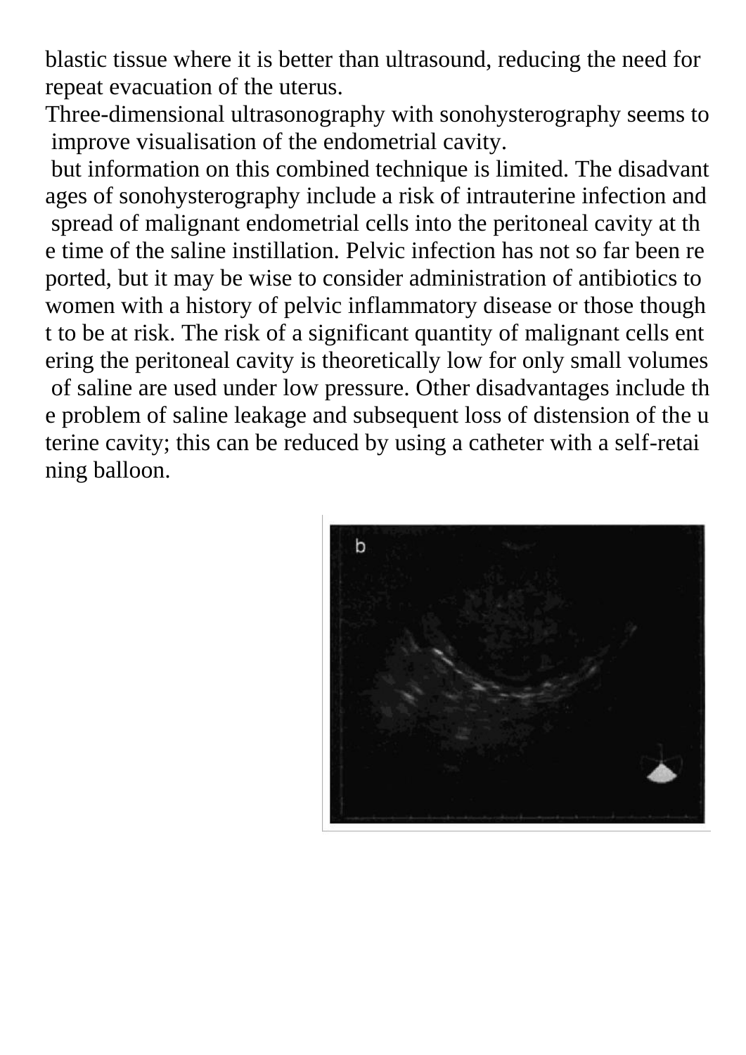blastic tissue where it is better than ultrasound, reducing the need for repeat evacuation of the uterus.

Three-dimensional ultrasonography with sonohysterography seems to improve visualisation of the endometrial cavity.

but information on this combined technique is limited. The disadvantages of sonohysterography include a risk of intrauterine infection and spread of malignant endometrial cells into the peritoneal cavity at the time of the saline instillation. Pelvic infection has not so far been reported, but it may be wise to consider administration of antibiotics to women with a history of pelvic inflammatory disease or those thought to be at risk. The risk of a significant quantity of malignant cells entering the peritoneal cavity is theoretically low for only small volumes of saline are used under low pressure. Other disadvantages include the problem of saline leakage and subsequent loss of distension of the uterine cavity; this can be reduced by using a catheter with a self-retaining balloon.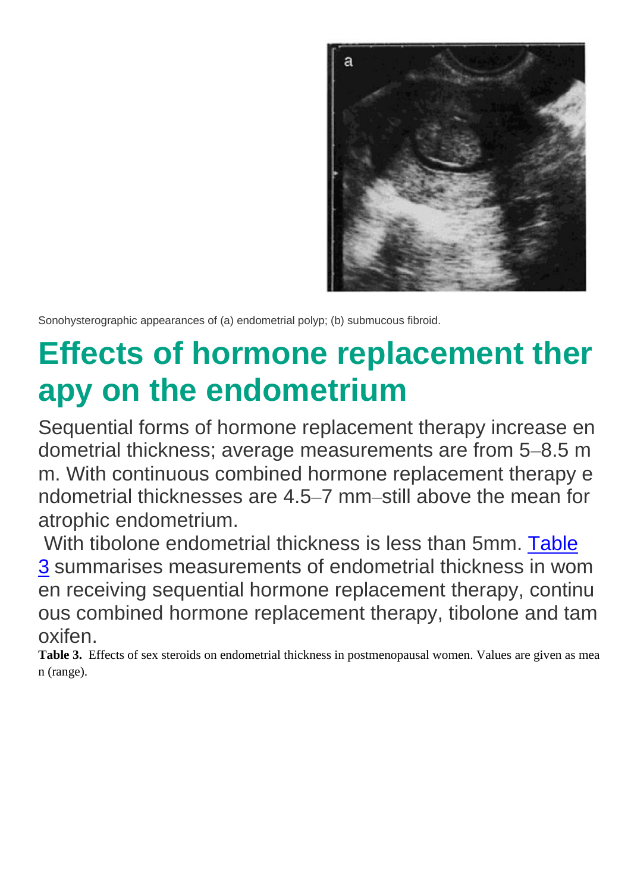Sonohysterographic appearances of (a) endometrial polyp; (b) submucous fibroid.

# Effects of hormone replacement therapy on the endometrium

Sequential forms of hormone replacement therapy increase endometrial thickness; average measurements are from 5–8.5 mm. With continuous combined hormone replacement therapy endometrial thicknesses are 4.5–7 mm–still above the mean for atrophic endometrium.

With tibolone endometrial thickness is less than 5mm. Table 3 summarises measurements of endometrial thickness in women receiving sequential hormone replacement therapy, continuous combined hormone replacement therapy, tibolone and tamoxifen.

**Table 3.** Effects of sex steroids on endometrial thickness in postmenopausal women. Values are given as mean (range).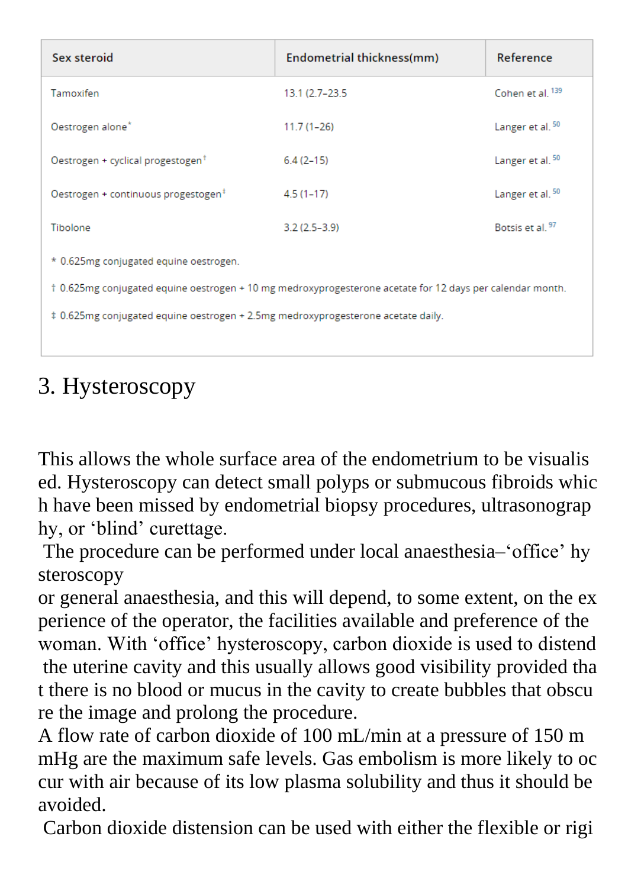| Sex steroid | Endometrial thickness(mm) | Reference |
|---|---|---|
| Tamoxifen | 13.1 (2.7–23.5 | Cohen et al. [139] |
| Oestrogen alone* | 11.7 (1–26) | Langer et al. [50] |
| Oestrogen + cyclical progestogen† | 6.4 (2–15) | Langer et al. [50] |
| Oestrogen + continuous progestogen‡ | 4.5 (1–17) | Langer et al. [50] |
| Tibolone | 3.2 (2.5–3.9) | Botsis et al. [97] |

* 0.625mg conjugated equine oestrogen.

† 0.625mg conjugated equine oestrogen + 10 mg medroxyprogesterone acetate for 12 days per calendar month.

‡ 0.625mg conjugated equine oestrogen + 2.5mg medroxyprogesterone acetate daily.

## 3. Hysteroscopy

This allows the whole surface area of the endometrium to be visualised. Hysteroscopy can detect small polyps or submucous fibroids which have been missed by endometrial biopsy procedures, ultrasonography, or 'blind' curettage.

The procedure can be performed under local anaesthesia–'office' hysteroscopy or general anaesthesia, and this will depend, to some extent, on the experience of the operator, the facilities available and preference of the woman. With 'office' hysteroscopy, carbon dioxide is used to distend the uterine cavity and this usually allows good visibility provided that there is no blood or mucus in the cavity to create bubbles that obscure the image and prolong the procedure.

A flow rate of carbon dioxide of 100 mL/min at a pressure of 150 mmHg are the maximum safe levels. Gas embolism is more likely to occur with air because of its low plasma solubility and thus it should be avoided.

Carbon dioxide distension can be used with either the flexible or rigi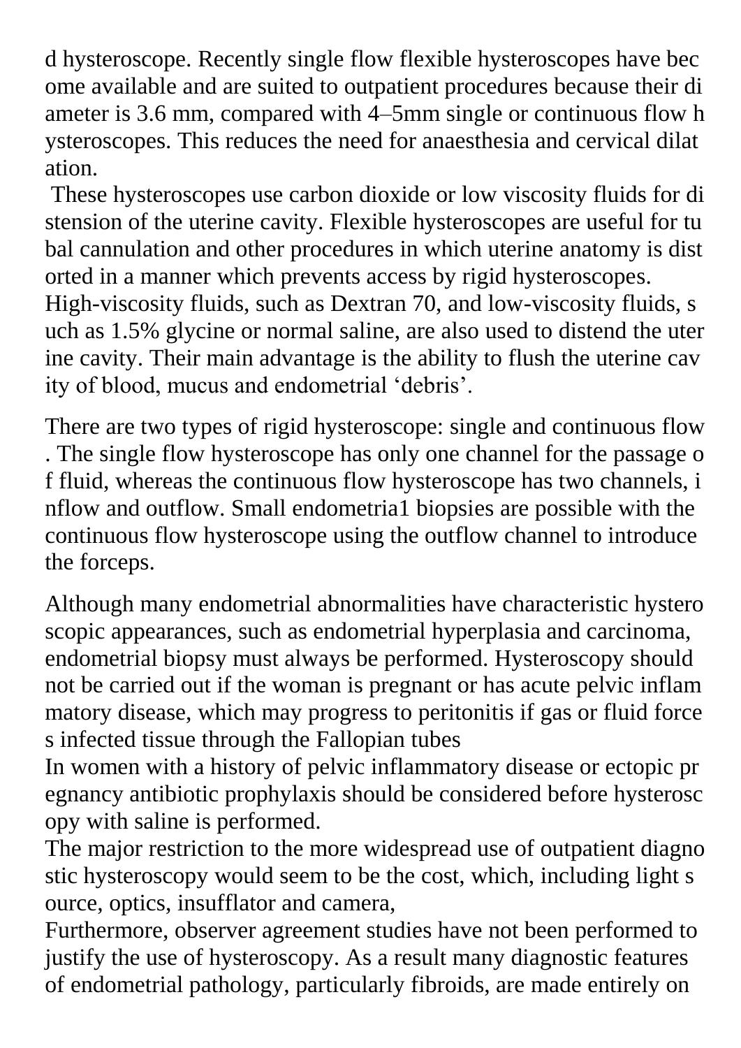d hysteroscope. Recently single flow flexible hysteroscopes have become available and are suited to outpatient procedures because their diameter is 3.6 mm, compared with 4–5mm single or continuous flow hysteroscopes. This reduces the need for anaesthesia and cervical dilatation.

These hysteroscopes use carbon dioxide or low viscosity fluids for distension of the uterine cavity. Flexible hysteroscopes are useful for tubal cannulation and other procedures in which uterine anatomy is distorted in a manner which prevents access by rigid hysteroscopes. High-viscosity fluids, such as Dextran 70, and low-viscosity fluids, such as 1.5% glycine or normal saline, are also used to distend the uterine cavity. Their main advantage is the ability to flush the uterine cavity of blood, mucus and endometrial 'debris'.

There are two types of rigid hysteroscope: single and continuous flow. The single flow hysteroscope has only one channel for the passage of fluid, whereas the continuous flow hysteroscope has two channels, inflow and outflow. Small endometria1 biopsies are possible with the continuous flow hysteroscope using the outflow channel to introduce the forceps.

Although many endometrial abnormalities have characteristic hysteroscopic appearances, such as endometrial hyperplasia and carcinoma, endometrial biopsy must always be performed. Hysteroscopy should not be carried out if the woman is pregnant or has acute pelvic inflammatory disease, which may progress to peritonitis if gas or fluid forces infected tissue through the Fallopian tubes

In women with a history of pelvic inflammatory disease or ectopic pregnancy antibiotic prophylaxis should be considered before hysteroscopy with saline is performed.

The major restriction to the more widespread use of outpatient diagnostic hysteroscopy would seem to be the cost, which, including light source, optics, insufflator and camera,

Furthermore, observer agreement studies have not been performed to justify the use of hysteroscopy. As a result many diagnostic features of endometrial pathology, particularly fibroids, are made entirely on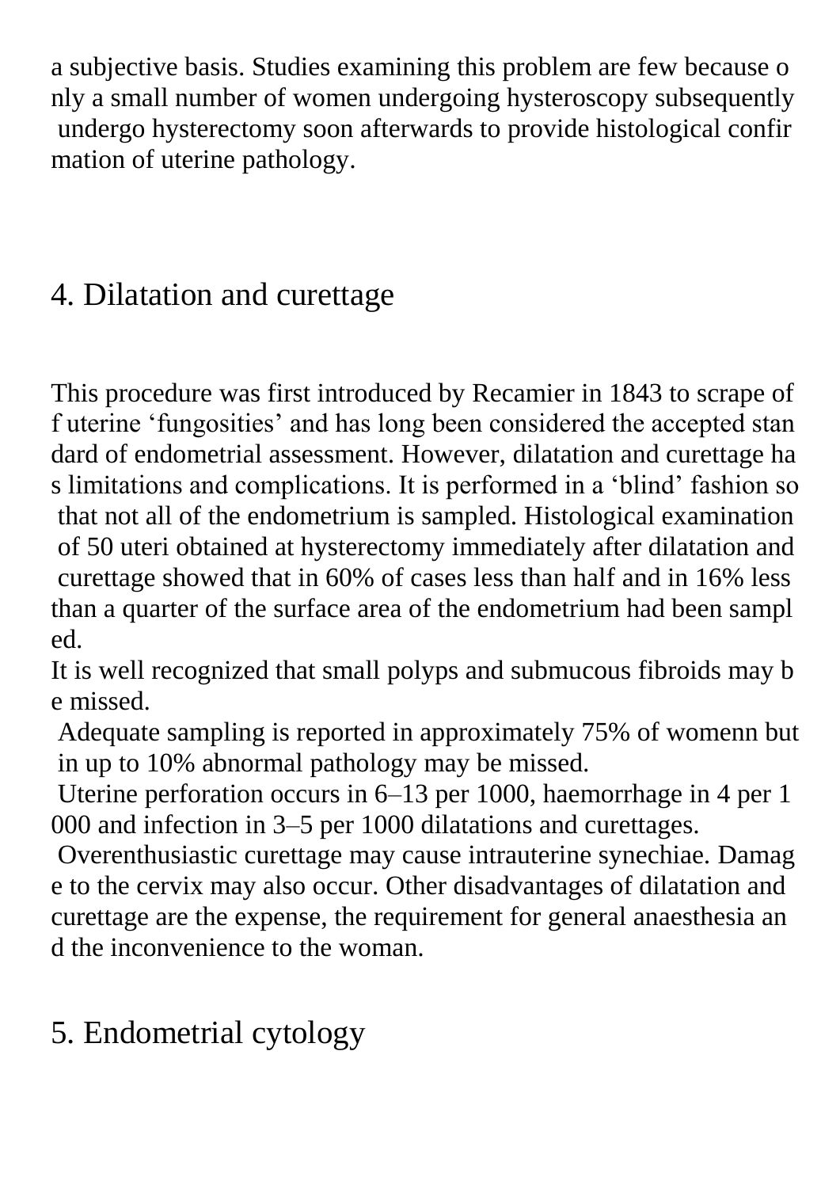a subjective basis. Studies examining this problem are few because only a small number of women undergoing hysteroscopy subsequently undergo hysterectomy soon afterwards to provide histological confirmation of uterine pathology.

## 4. Dilatation and curettage

This procedure was first introduced by Recamier in 1843 to scrape off uterine 'fungosities' and has long been considered the accepted standard of endometrial assessment. However, dilatation and curettage has limitations and complications. It is performed in a 'blind' fashion so that not all of the endometrium is sampled. Histological examination of 50 uteri obtained at hysterectomy immediately after dilatation and curettage showed that in 60% of cases less than half and in 16% less than a quarter of the surface area of the endometrium had been sampled.

It is well recognized that small polyps and submucous fibroids may be missed.

Adequate sampling is reported in approximately 75% of womenn but in up to 10% abnormal pathology may be missed.

Uterine perforation occurs in 6–13 per 1000, haemorrhage in 4 per 1000 and infection in 3–5 per 1000 dilatations and curettages.

Overenthusiastic curettage may cause intrauterine synechiae. Damage to the cervix may also occur. Other disadvantages of dilatation and curettage are the expense, the requirement for general anaesthesia and the inconvenience to the woman.

## 5. Endometrial cytology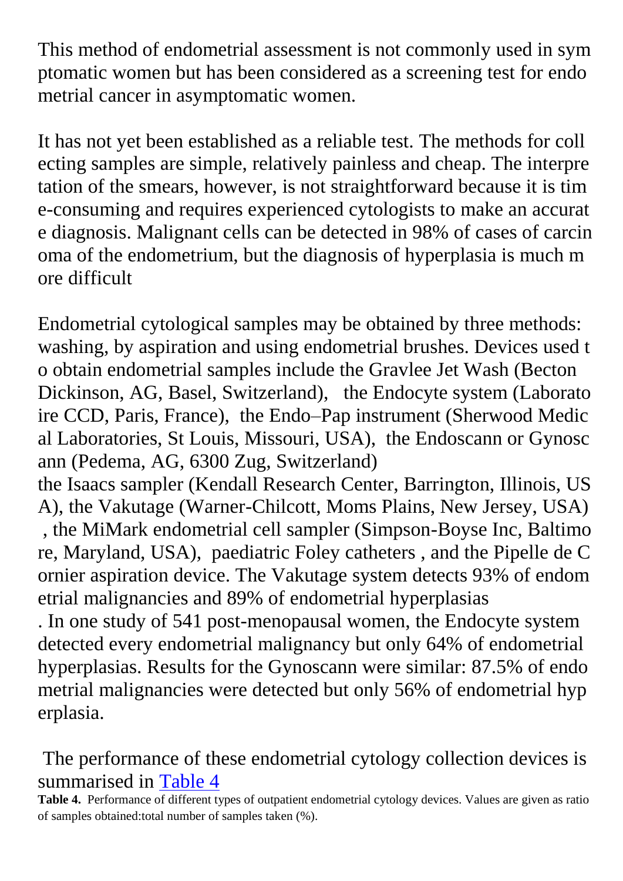This method of endometrial assessment is not commonly used in symptomatic women but has been considered as a screening test for endometrial cancer in asymptomatic women.

It has not yet been established as a reliable test. The methods for collecting samples are simple, relatively painless and cheap. The interpretation of the smears, however, is not straightforward because it is time-consuming and requires experienced cytologists to make an accurate diagnosis. Malignant cells can be detected in 98% of cases of carcinoma of the endometrium, but the diagnosis of hyperplasia is much more difficult

Endometrial cytological samples may be obtained by three methods: washing, by aspiration and using endometrial brushes. Devices used to obtain endometrial samples include the Gravlee Jet Wash (Becton Dickinson, AG, Basel, Switzerland), the Endocyte system (Laboratoire CCD, Paris, France), the Endo–Pap instrument (Sherwood Medical Laboratories, St Louis, Missouri, USA), the Endoscann or Gynoscann (Pedema, AG, 6300 Zug, Switzerland)
the Isaacs sampler (Kendall Research Center, Barrington, Illinois, USA), the Vakutage (Warner-Chilcott, Moms Plains, New Jersey, USA), the MiMark endometrial cell sampler (Simpson-Boyse Inc, Baltimore, Maryland, USA), paediatric Foley catheters , and the Pipelle de Cornier aspiration device. The Vakutage system detects 93% of endometrial malignancies and 89% of endometrial hyperplasias
. In one study of 541 post-menopausal women, the Endocyte system detected every endometrial malignancy but only 64% of endometrial hyperplasias. Results for the Gynoscann were similar: 87.5% of endometrial malignancies were detected but only 56% of endometrial hyperplasia.

The performance of these endometrial cytology collection devices is summarised in Table 4

**Table 4.** Performance of different types of outpatient endometrial cytology devices. Values are given as ratio of samples obtained:total number of samples taken (%).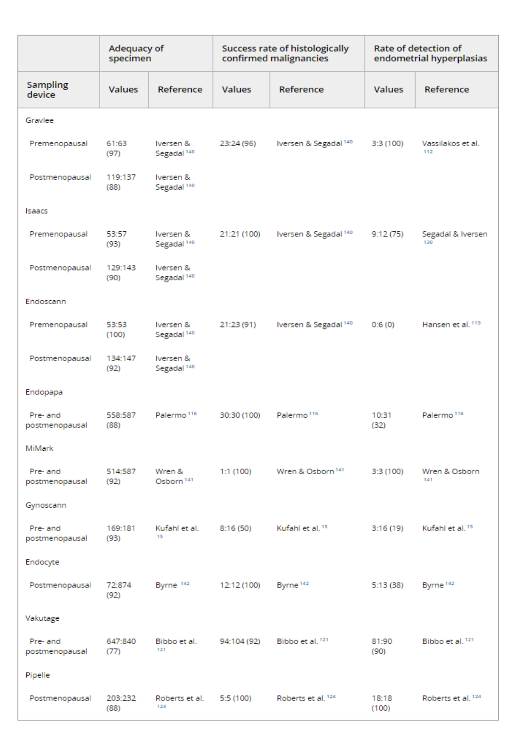| | Adequacy of specimen | | Success rate of histologically confirmed malignancies | | Rate of detection of endometrial hyperplasias | |
|---|---|---|---|---|---|---|
| Sampling device | Values | Reference | Values | Reference | Values | Reference |
| Gravlee | | | | | | |
| Premenopausal | 61:63 (97) | Iversen & Segadal [140] | 23:24 (96) | Iversen & Segadal [140] | 3:3 (100) | Vassilakos et al. [112] |
| Postmenopausal | 119:137 (88) | Iversen & Segadal [140] | | | | |
| Isaacs | | | | | | |
| Premenopausal | 53:57 (93) | Iversen & Segadal [140] | 21:21 (100) | Iversen & Segadal [140] | 9:12 (75) | Segadal & Iversen [130] |
| Postmenopausal | 129:143 (90) | Iversen & Segadal [140] | | | | |
| Endoscann | | | | | | |
| Premenopausal | 53:53 (100) | Iversen & Segadal [140] | 21:23 (91) | Iversen & Segadal [140] | 0:6 (0) | Hansen et al. [119] |
| Postmenopausal | 134:147 (92) | Iversen & Segadal [140] | | | | |
| Endopapa | | | | | | |
| Pre- and postmenopausal | 558:587 (88) | Palermo [116] | 30:30 (100) | Palermo [116] | 10:31 (32) | Palermo [116] |
| MiMark | | | | | | |
| Pre- and postmenopausal | 514:587 (92) | Wren & Osborn [141] | 1:1 (100) | Wren & Osborn [141] | 3:3 (100) | Wren & Osborn [141] |
| Gynoscann | | | | | | |
| Pre- and postmenopausal | 169:181 (93) | Kufahl et al. [15] | 8:16 (50) | Kufahl et al. [15] | 3:16 (19) | Kufahl et al. [15] |
| Endocyte | | | | | | |
| Postmenopausal | 72:874 (92) | Byrne [142] | 12:12 (100) | Byrne [142] | 5:13 (38) | Byrne [142] |
| Vakutage | | | | | | |
| Pre- and postmenopausal | 647:840 (77) | Bibbo et al. [121] | 94:104 (92) | Bibbo et al. [121] | 81:90 (90) | Bibbo et al. [121] |
| Pipelle | | | | | | |
| Postmenopausal | 203:232 (88) | Roberts et al. [124] | 5:5 (100) | Roberts et al. [124] | 18:18 (100) | Roberts et al. [124] |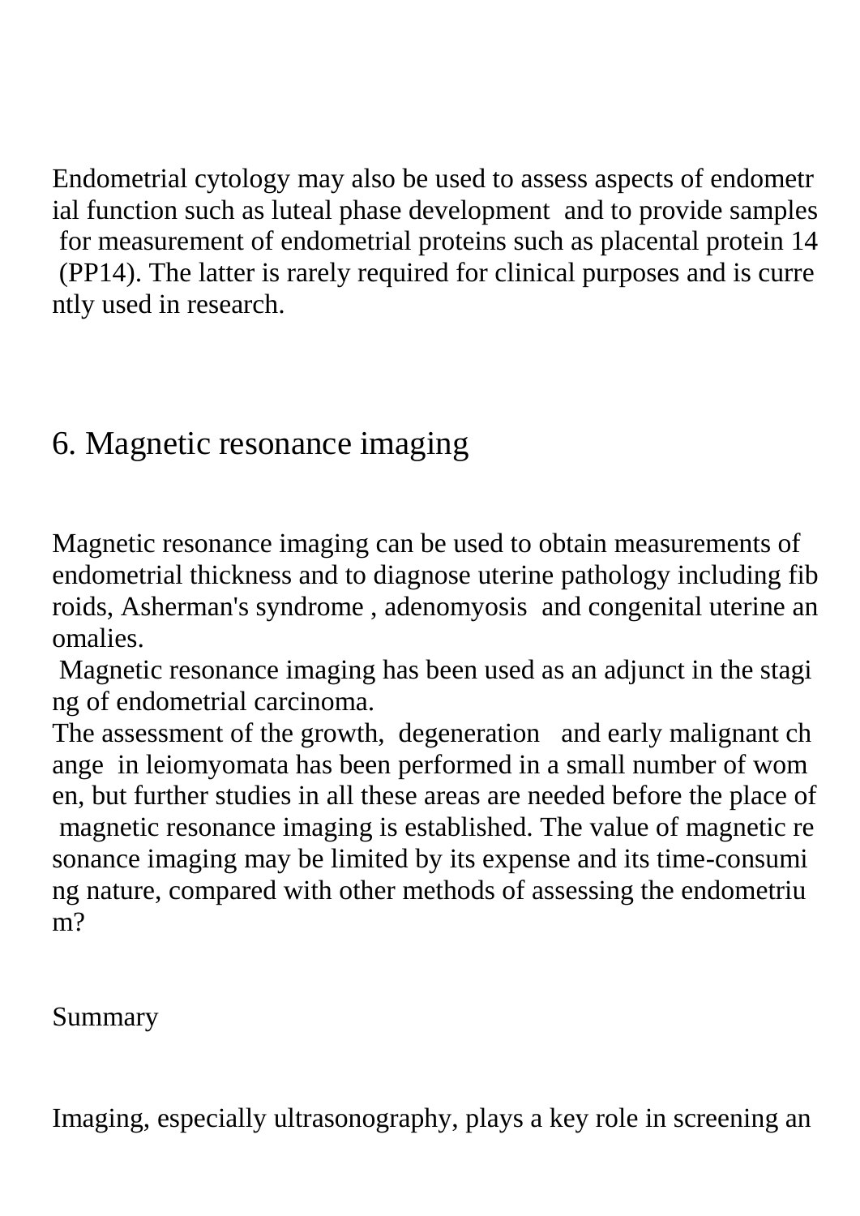Endometrial cytology may also be used to assess aspects of endometrial function such as luteal phase development and to provide samples for measurement of endometrial proteins such as placental protein 14 (PP14). The latter is rarely required for clinical purposes and is currently used in research.

## 6. Magnetic resonance imaging

Magnetic resonance imaging can be used to obtain measurements of endometrial thickness and to diagnose uterine pathology including fibroids, Asherman's syndrome , adenomyosis and congenital uterine anomalies.

Magnetic resonance imaging has been used as an adjunct in the staging of endometrial carcinoma.

The assessment of the growth, degeneration and early malignant change in leiomyomata has been performed in a small number of women, but further studies in all these areas are needed before the place of magnetic resonance imaging is established. The value of magnetic resonance imaging may be limited by its expense and its time-consuming nature, compared with other methods of assessing the endometrium?

Summary

Imaging, especially ultrasonography, plays a key role in screening an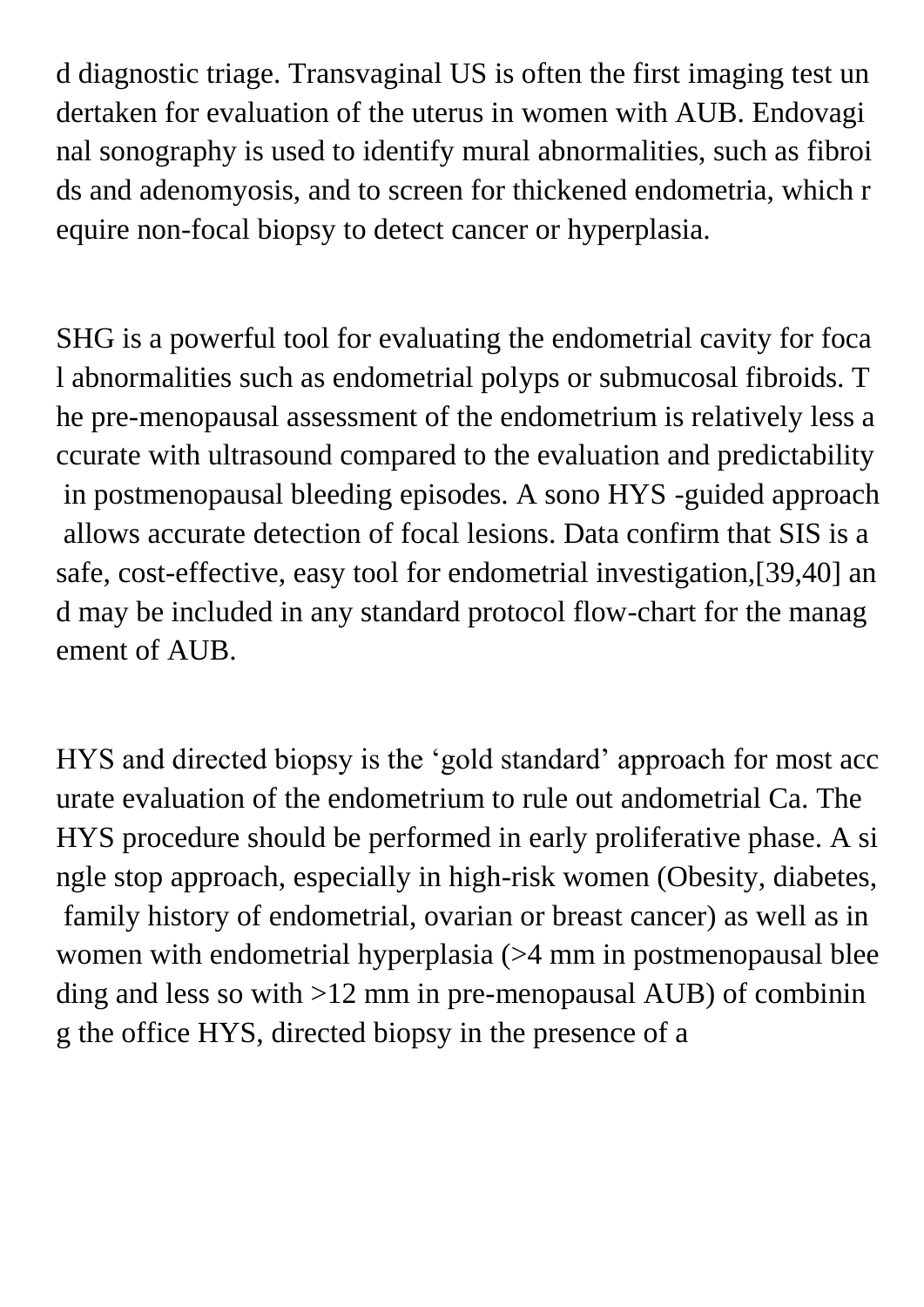d diagnostic triage. Transvaginal US is often the first imaging test undertaken for evaluation of the uterus in women with AUB. Endovaginal sonography is used to identify mural abnormalities, such as fibroids and adenomyosis, and to screen for thickened endometria, which require non-focal biopsy to detect cancer or hyperplasia.

SHG is a powerful tool for evaluating the endometrial cavity for focal abnormalities such as endometrial polyps or submucosal fibroids. The pre-menopausal assessment of the endometrium is relatively less accurate with ultrasound compared to the evaluation and predictability in postmenopausal bleeding episodes. A sono HYS -guided approach allows accurate detection of focal lesions. Data confirm that SIS is a safe, cost-effective, easy tool for endometrial investigation,[39,40] and may be included in any standard protocol flow-chart for the management of AUB.

HYS and directed biopsy is the 'gold standard' approach for most accurate evaluation of the endometrium to rule out andometrial Ca. The HYS procedure should be performed in early proliferative phase. A single stop approach, especially in high-risk women (Obesity, diabetes, family history of endometrial, ovarian or breast cancer) as well as in women with endometrial hyperplasia (>4 mm in postmenopausal bleeding and less so with >12 mm in pre-menopausal AUB) of combining the office HYS, directed biopsy in the presence of a